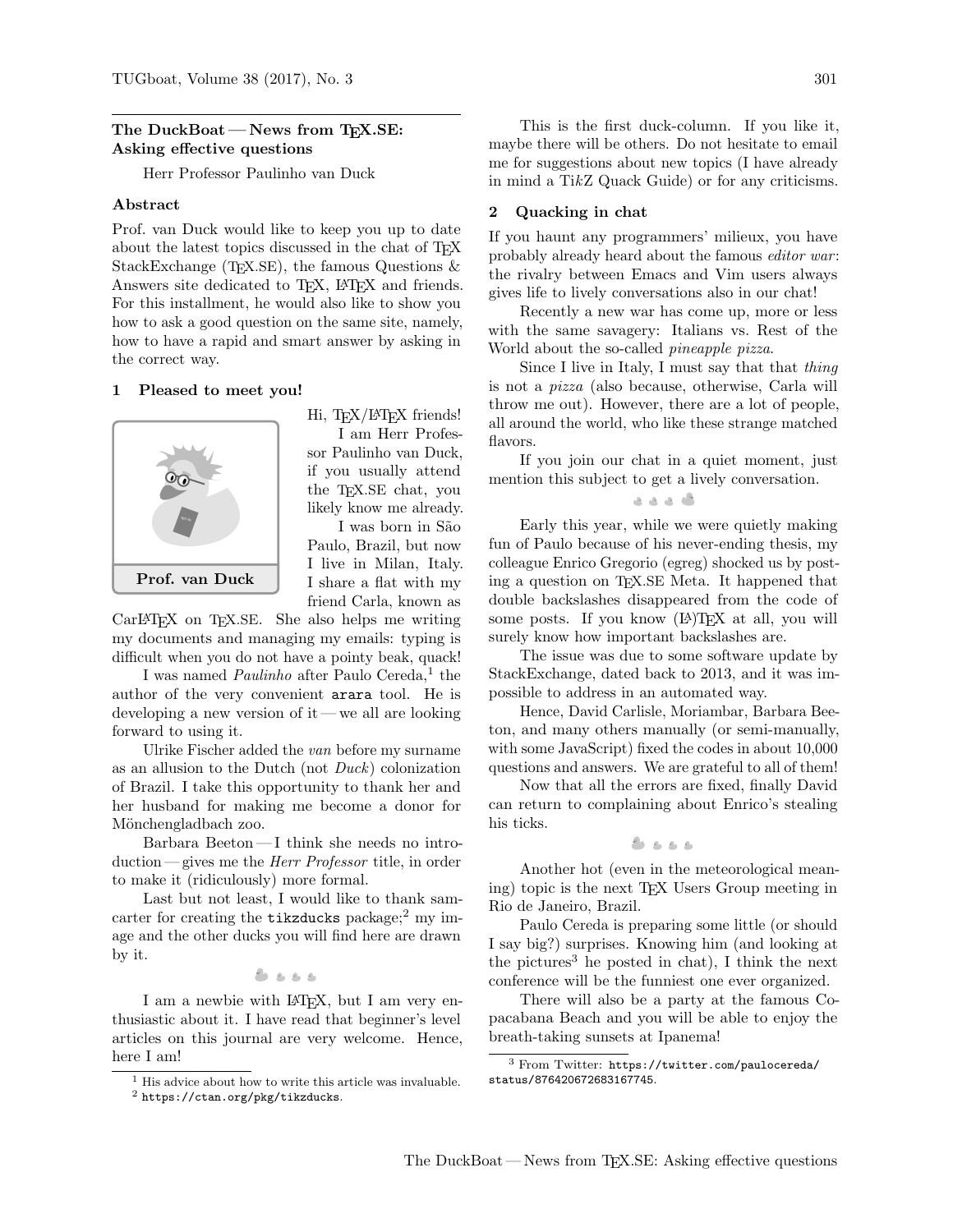## The DuckBoat — News from TEX.SE: Asking effective questions

Herr Professor Paulinho van Duck

### Abstract

Prof. van Duck would like to keep you up to date about the latest topics discussed in the chat of TEX StackExchange (TEX.SE), the famous Questions & Answers site dedicated to TEX, LATEX and friends. For this installment, he would also like to show you how to ask a good question on the same site, namely, how to have a rapid and smart answer by asking in the correct way.

### 1 Pleased to meet you!

Prof. van Duck

Hi, TEX/LATEX friends!

I am Herr Professor Paulinho van Duck, if you usually attend the TEX.SE chat, you likely know me already.

I was born in São Paulo, Brazil, but now I live in Milan, Italy. I share a flat with my friend Carla, known as CarLATEX on TEX.SE. She also helps me writing my documents and managing my emails: typing is difficult when you do not have a pointy beak, quack!

I was named *Paulinho* after Paulo Cereda,[1] the author of the very convenient `arara` tool. He is developing a new version of it — we all are looking forward to using it.

Ulrike Fischer added the *van* before my surname as an allusion to the Dutch (not *Duck*) colonization of Brazil. I take this opportunity to thank her and her husband for making me become a donor for Mönchengladbach zoo.

Barbara Beeton — I think she needs no introduction — gives me the *Herr Professor* title, in order to make it (ridiculously) more formal.

Last but not least, I would like to thank samcarter for creating the `tikzducks` package;[2] my image and the other ducks you will find here are drawn by it.

I am a newbie with LATEX, but I am very enthusiastic about it. I have read that beginner's level articles on this journal are very welcome. Hence, here I am!

This is the first duck-column. If you like it, maybe there will be others. Do not hesitate to email me for suggestions about new topics (I have already in mind a TikZ Quack Guide) or for any criticisms.

### 2 Quacking in chat

If you haunt any programmers' milieux, you have probably already heard about the famous *editor war*: the rivalry between Emacs and Vim users always gives life to lively conversations also in our chat!

Recently a new war has come up, more or less with the same savagery: Italians vs. Rest of the World about the so-called *pineapple pizza*.

Since I live in Italy, I must say that that *thing* is not a *pizza* (also because, otherwise, Carla will throw me out). However, there are a lot of people, all around the world, who like these strange matched flavors.

If you join our chat in a quiet moment, just mention this subject to get a lively conversation.

Early this year, while we were quietly making fun of Paulo because of his never-ending thesis, my colleague Enrico Gregorio (egreg) shocked us by posting a question on TEX.SE Meta. It happened that double backslashes disappeared from the code of some posts. If you know (LA)TEX at all, you will surely know how important backslashes are.

The issue was due to some software update by StackExchange, dated back to 2013, and it was impossible to address in an automated way.

Hence, David Carlisle, Moriambar, Barbara Beeton, and many others manually (or semi-manually, with some JavaScript) fixed the codes in about 10,000 questions and answers. We are grateful to all of them!

Now that all the errors are fixed, finally David can return to complaining about Enrico's stealing his ticks.

Another hot (even in the meteorological meaning) topic is the next TEX Users Group meeting in Rio de Janeiro, Brazil.

Paulo Cereda is preparing some little (or should I say big?) surprises. Knowing him (and looking at the pictures[3] he posted in chat), I think the next conference will be the funniest one ever organized.

There will also be a party at the famous Copacabana Beach and you will be able to enjoy the breath-taking sunsets at Ipanema!

---

[1] His advice about how to write this article was invaluable.

[2] `https://ctan.org/pkg/tikzducks`.

[3] From Twitter: `https://twitter.com/paulocereda/status/876420672683167745`.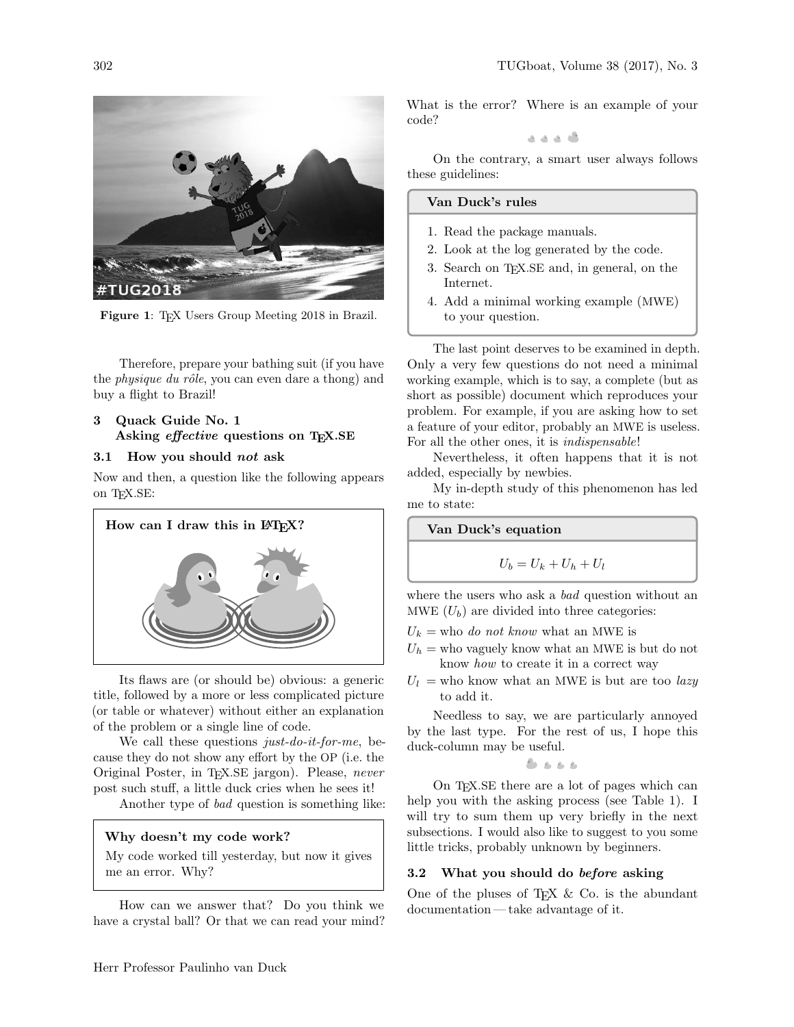Figure 1: TEX Users Group Meeting 2018 in Brazil.

Therefore, prepare your bathing suit (if you have the *physique du rôle*, you can even dare a thong) and buy a flight to Brazil!

## 3 Quack Guide No. 1 Asking *effective* questions on TEX.SE

### 3.1 How you should *not* ask

Now and then, a question like the following appears on TEX.SE:

> **How can I draw this in LATEX?**

Its flaws are (or should be) obvious: a generic title, followed by a more or less complicated picture (or table or whatever) without either an explanation of the problem or a single line of code.

We call these questions *just-do-it-for-me*, because they do not show any effort by the OP (i.e. the Original Poster, in TEX.SE jargon). Please, *never* post such stuff, a little duck cries when he sees it!

Another type of *bad* question is something like:

> **Why doesn't my code work?**
>
> My code worked till yesterday, but now it gives me an error. Why?

How can we answer that? Do you think we have a crystal ball? Or that we can read your mind? What is the error? Where is an example of your code?

On the contrary, a smart user always follows these guidelines:

> **Van Duck's rules**
>
> 1. Read the package manuals.
> 2. Look at the log generated by the code.
> 3. Search on TEX.SE and, in general, on the Internet.
> 4. Add a minimal working example (MWE) to your question.

The last point deserves to be examined in depth. Only a very few questions do not need a minimal working example, which is to say, a complete (but as short as possible) document which reproduces your problem. For example, if you are asking how to set a feature of your editor, probably an MWE is useless. For all the other ones, it is *indispensable*!

Nevertheless, it often happens that it is not added, especially by newbies.

My in-depth study of this phenomenon has led me to state:

> **Van Duck's equation**
>
> $$U_b = U_k + U_h + U_l$$

where the users who ask a *bad* question without an MWE ($U_b$) are divided into three categories:

$U_k$ = who *do not know* what an MWE is

$U_h$ = who vaguely know what an MWE is but do not know *how* to create it in a correct way

$U_l$ = who know what an MWE is but are too *lazy* to add it.

Needless to say, we are particularly annoyed by the last type. For the rest of us, I hope this duck-column may be useful.

On TEX.SE there are a lot of pages which can help you with the asking process (see Table 1). I will try to sum them up very briefly in the next subsections. I would also like to suggest to you some little tricks, probably unknown by beginners.

### 3.2 What you should do *before* asking

One of the pluses of TEX & Co. is the abundant documentation — take advantage of it.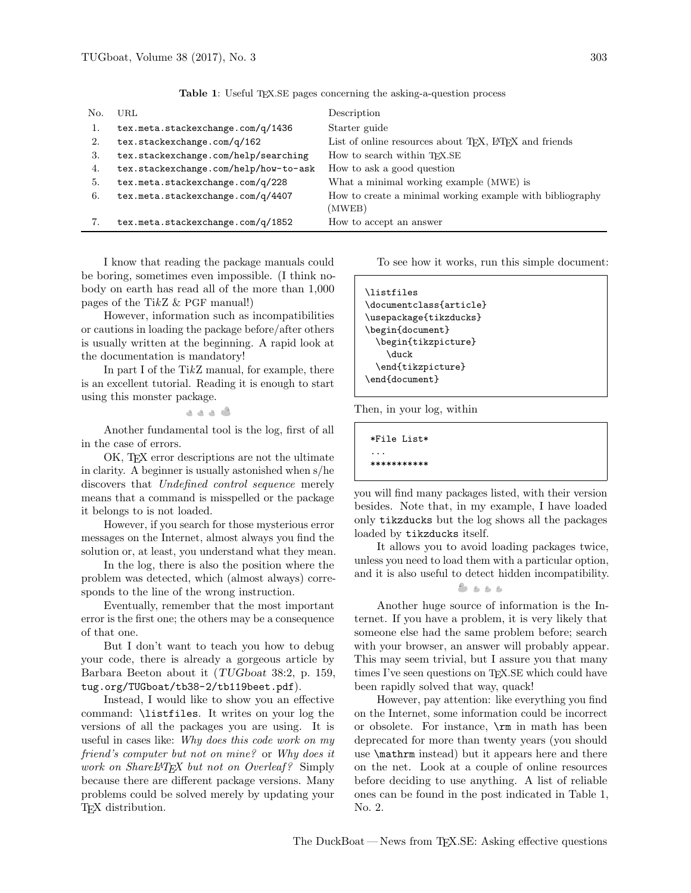**Table 1**: Useful TEX.SE pages concerning the asking-a-question process

| No. | URL | Description |
|---|---|---|
| 1. | `tex.meta.stackexchange.com/q/1436` | Starter guide |
| 2. | `tex.stackexchange.com/q/162` | List of online resources about TEX, LATEX and friends |
| 3. | `tex.stackexchange.com/help/searching` | How to search within TEX.SE |
| 4. | `tex.stackexchange.com/help/how-to-ask` | How to ask a good question |
| 5. | `tex.meta.stackexchange.com/q/228` | What a minimal working example (MWE) is |
| 6. | `tex.meta.stackexchange.com/q/4407` | How to create a minimal working example with bibliography (MWEB) |
| 7. | `tex.meta.stackexchange.com/q/1852` | How to accept an answer |

I know that reading the package manuals could be boring, sometimes even impossible. (I think nobody on earth has read all of the more than 1,000 pages of the TikZ & PGF manual!)

However, information such as incompatibilities or cautions in loading the package before/after others is usually written at the beginning. A rapid look at the documentation is mandatory!

In part I of the TikZ manual, for example, there is an excellent tutorial. Reading it is enough to start using this monster package.

Another fundamental tool is the log, first of all in the case of errors.

OK, TEX error descriptions are not the ultimate in clarity. A beginner is usually astonished when s/he discovers that *Undefined control sequence* merely means that a command is misspelled or the package it belongs to is not loaded.

However, if you search for those mysterious error messages on the Internet, almost always you find the solution or, at least, you understand what they mean.

In the log, there is also the position where the problem was detected, which (almost always) corresponds to the line of the wrong instruction.

Eventually, remember that the most important error is the first one; the others may be a consequence of that one.

But I don't want to teach you how to debug your code, there is already a gorgeous article by Barbara Beeton about it (*TUGboat* 38:2, p. 159, `tug.org/TUGboat/tb38-2/tb119beet.pdf`).

Instead, I would like to show you an effective command: `\listfiles`. It writes on your log the versions of all the packages you are using. It is useful in cases like: *Why does this code work on my friend's computer but not on mine?* or *Why does it work on ShareLATEX but not on Overleaf?* Simply because there are different package versions. Many problems could be solved merely by updating your TEX distribution.

To see how it works, run this simple document:

```
\listfiles
\documentclass{article}
\usepackage{tikzducks}
\begin{document}
  \begin{tikzpicture}
    \duck
  \end{tikzpicture}
\end{document}
```

Then, in your log, within

```
 *File List*
 ...
 ***********
```

you will find many packages listed, with their version besides. Note that, in my example, I have loaded only `tikzducks` but the log shows all the packages loaded by `tikzducks` itself.

It allows you to avoid loading packages twice, unless you need to load them with a particular option, and it is also useful to detect hidden incompatibility.

Another huge source of information is the Internet. If you have a problem, it is very likely that someone else had the same problem before; search with your browser, an answer will probably appear. This may seem trivial, but I assure you that many times I've seen questions on TEX.SE which could have been rapidly solved that way, quack!

However, pay attention: like everything you find on the Internet, some information could be incorrect or obsolete. For instance, `\rm` in math has been deprecated for more than twenty years (you should use `\mathrm` instead) but it appears here and there on the net. Look at a couple of online resources before deciding to use anything. A list of reliable ones can be found in the post indicated in Table 1, No. 2.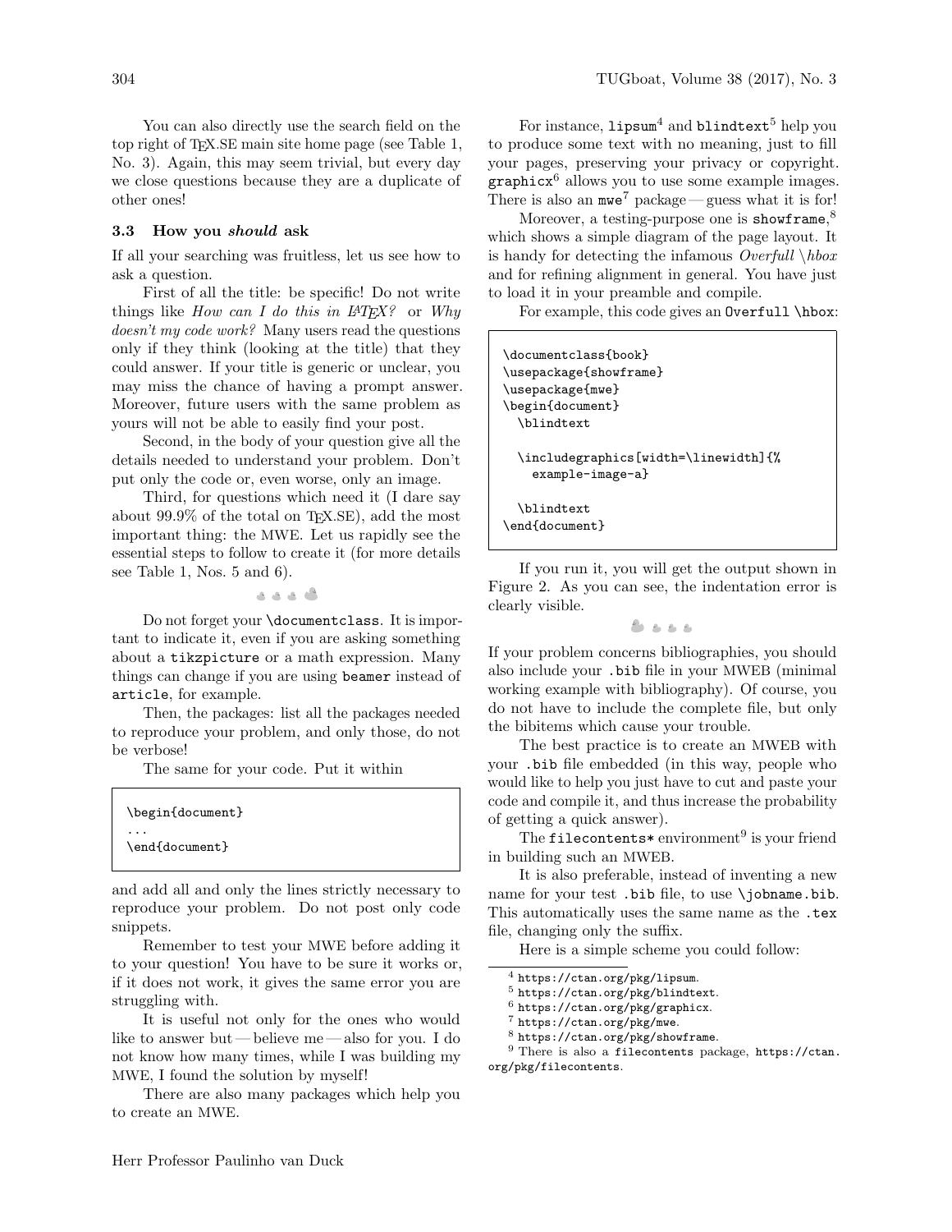You can also directly use the search field on the top right of TEX.SE main site home page (see Table 1, No. 3). Again, this may seem trivial, but every day we close questions because they are a duplicate of other ones!

### 3.3 How you *should* ask

If all your searching was fruitless, let us see how to ask a question.

First of all the title: be specific! Do not write things like *How can I do this in LATEX?* or *Why doesn't my code work?* Many users read the questions only if they think (looking at the title) that they could answer. If your title is generic or unclear, you may miss the chance of having a prompt answer. Moreover, future users with the same problem as yours will not be able to easily find your post.

Second, in the body of your question give all the details needed to understand your problem. Don't put only the code or, even worse, only an image.

Third, for questions which need it (I dare say about 99.9% of the total on TEX.SE), add the most important thing: the MWE. Let us rapidly see the essential steps to follow to create it (for more details see Table 1, Nos. 5 and 6).

Do not forget your `\documentclass`. It is important to indicate it, even if you are asking something about a `tikzpicture` or a math expression. Many things can change if you are using `beamer` instead of `article`, for example.

Then, the packages: list all the packages needed to reproduce your problem, and only those, do not be verbose!

The same for your code. Put it within

```
\begin{document}
...
\end{document}
```

and add all and only the lines strictly necessary to reproduce your problem. Do not post only code snippets.

Remember to test your MWE before adding it to your question! You have to be sure it works or, if it does not work, it gives the same error you are struggling with.

It is useful not only for the ones who would like to answer but — believe me — also for you. I do not know how many times, while I was building my MWE, I found the solution by myself!

There are also many packages which help you to create an MWE.

For instance, `lipsum`[4] and `blindtext`[5] help you to produce some text with no meaning, just to fill your pages, preserving your privacy or copyright. `graphicx`[6] allows you to use some example images. There is also an `mwe`[7] package — guess what it is for!

Moreover, a testing-purpose one is `showframe`,[8] which shows a simple diagram of the page layout. It is handy for detecting the infamous *Overfull \hbox* and for refining alignment in general. You have just to load it in your preamble and compile.

For example, this code gives an `Overfull \hbox`:

```
\documentclass{book}
\usepackage{showframe}
\usepackage{mwe}
\begin{document}
  \blindtext

  \includegraphics[width=\linewidth]{%
    example-image-a}

  \blindtext
\end{document}
```

If you run it, you will get the output shown in Figure 2. As you can see, the indentation error is clearly visible.

If your problem concerns bibliographies, you should also include your `.bib` file in your MWEB (minimal working example with bibliography). Of course, you do not have to include the complete file, but only the bibitems which cause your trouble.

The best practice is to create an MWEB with your `.bib` file embedded (in this way, people who would like to help you just have to cut and paste your code and compile it, and thus increase the probability of getting a quick answer).

The `filecontents*` environment[9] is your friend in building such an MWEB.

It is also preferable, instead of inventing a new name for your test `.bib` file, to use `\jobname.bib`. This automatically uses the same name as the `.tex` file, changing only the suffix.

Here is a simple scheme you could follow:

---

[4] `https://ctan.org/pkg/lipsum`.

[5] `https://ctan.org/pkg/blindtext`.

[6] `https://ctan.org/pkg/graphicx`.

[7] `https://ctan.org/pkg/mwe`.

[8] `https://ctan.org/pkg/showframe`.

[9] There is also a `filecontents` package, `https://ctan.org/pkg/filecontents`.

Herr Professor Paulinho van Duck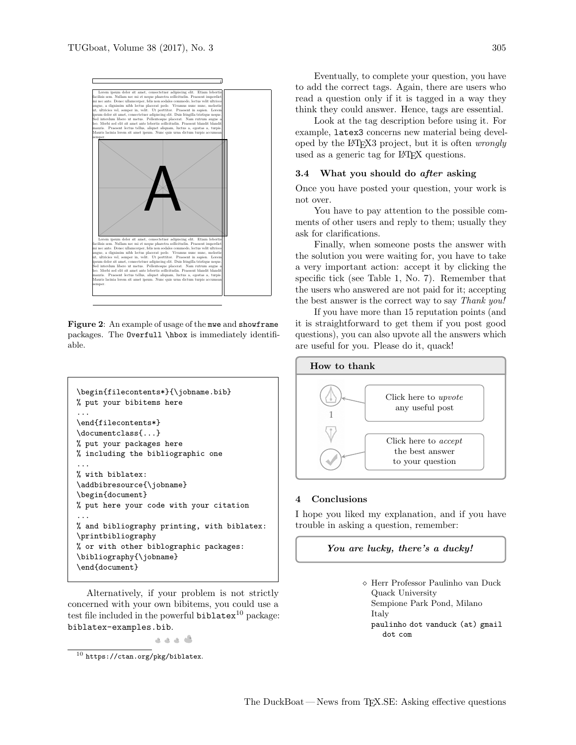Figure 2: An example of usage of the mwe and showframe packages. The Overfull \hbox is immediately identifiable.

```
\begin{filecontents*}{\jobname.bib}
% put your bibitems here
...
\end{filecontents*}
\documentclass{...}
% put your packages here
% including the bibliographic one
...
% with biblatex:
\addbibresource{\jobname}
\begin{document}
% put here your code with your citation
...
% and bibliography printing, with biblatex:
\printbibliography
% or with other biblographic packages:
\bibliography{\jobname}
\end{document}
```

Alternatively, if your problem is not strictly concerned with your own bibitems, you could use a test file included in the powerful biblatex[10] package: biblatex-examples.bib.

Eventually, to complete your question, you have to add the correct tags. Again, there are users who read a question only if it is tagged in a way they think they could answer. Hence, tags are essential.

Look at the tag description before using it. For example, latex3 concerns new material being developed by the LaTeX3 project, but it is often *wrongly* used as a generic tag for LaTeX questions.

### 3.4 What you should do *after* asking

Once you have posted your question, your work is not over.

You have to pay attention to the possible comments of other users and reply to them; usually they ask for clarifications.

Finally, when someone posts the answer with the solution you were waiting for, you have to take a very important action: accept it by clicking the specific tick (see Table 1, No. 7). Remember that the users who answered are not paid for it; accepting the best answer is the correct way to say *Thank you!*

If you have more than 15 reputation points (and it is straightforward to get them if you post good questions), you can also upvote all the answers which are useful for you. Please do it, quack!

**How to thank**

1

Click here to *upvote* any useful post

Click here to *accept* the best answer to your question

## 4 Conclusions

I hope you liked my explanation, and if you have trouble in asking a question, remember:

***You are lucky, there's a ducky!***

◇ Herr Professor Paulinho van Duck
Quack University
Sempione Park Pond, Milano
Italy
paulinho dot vanduck (at) gmail dot com

[10] https://ctan.org/pkg/biblatex.